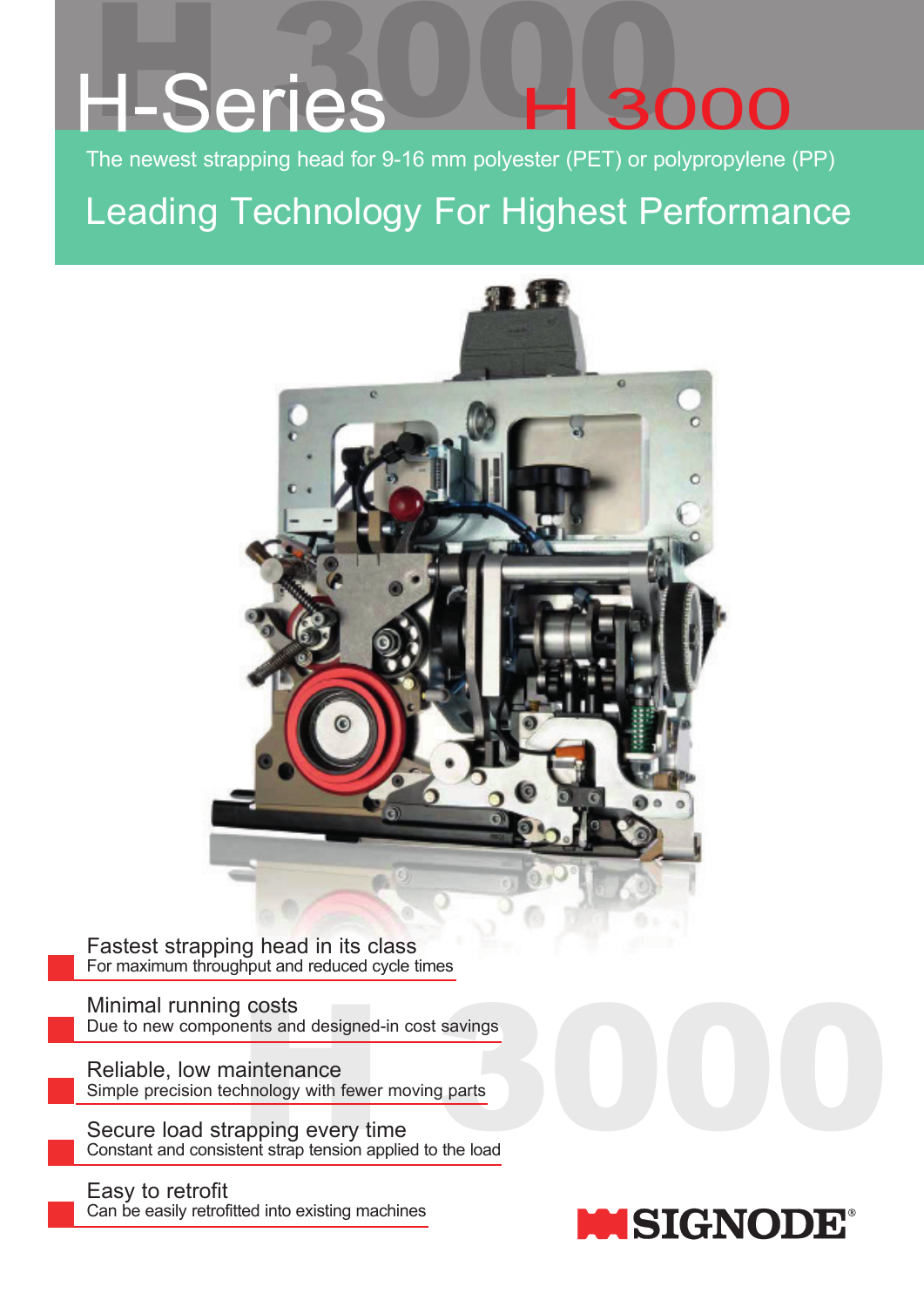# H-Series H 3000

The newest strapping head for 9-16 mm polyester (PET) or polypropylene (PP)

## Leading Technology For Highest Performance

**Fastest strapping head in its class**
For maximum throughput and reduced cycle times

**Minimal running costs**
Due to new components and designed-in cost savings

**Reliable, low maintenance**
Simple precision technology with fewer moving parts

**Secure load strapping every time**
Constant and consistent strap tension applied to the load

**Easy to retrofit**
Can be easily retrofitted into existing machines

SIGNODE®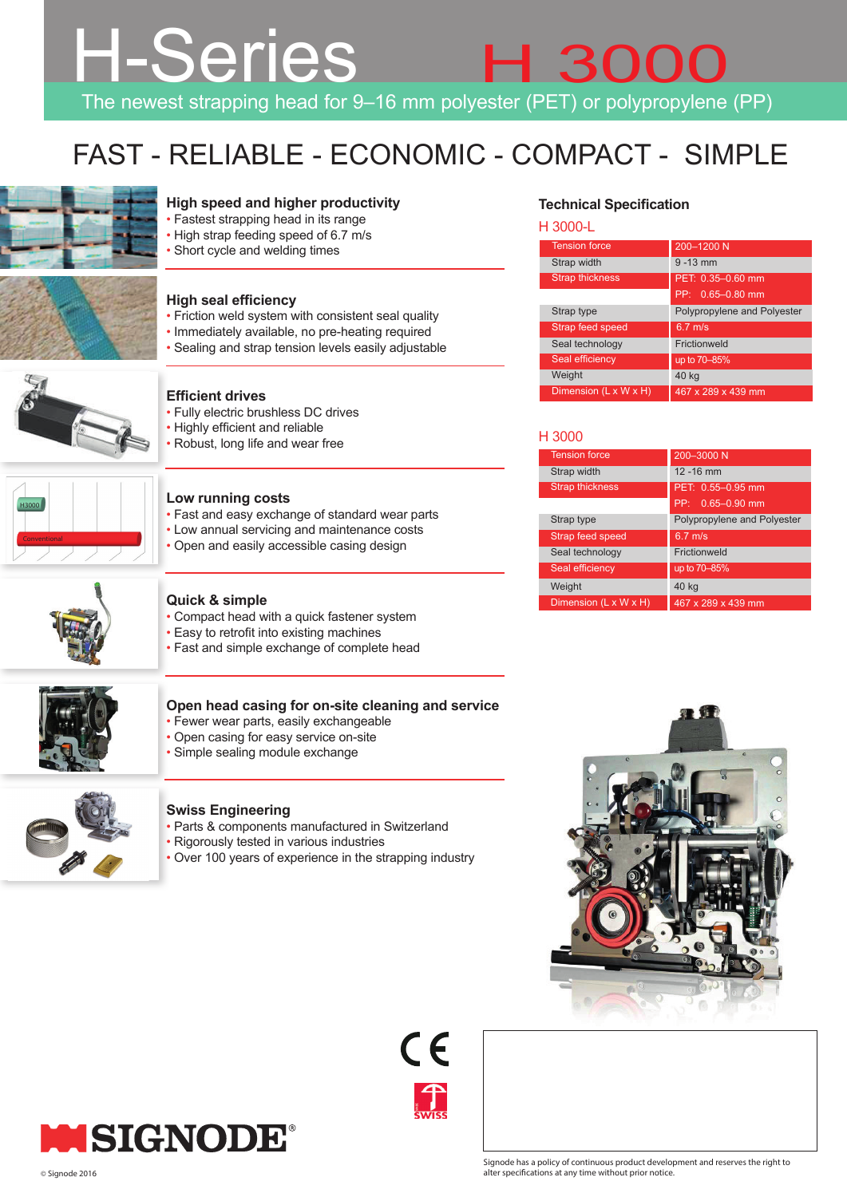# H-Series H 3000

The newest strapping head for 9–16 mm polyester (PET) or polypropylene (PP)

## FAST - RELIABLE - ECONOMIC - COMPACT - SIMPLE

### High speed and higher productivity
- Fastest strapping head in its range
- High strap feeding speed of 6.7 m/s
- Short cycle and welding times

### High seal efficiency
- Friction weld system with consistent seal quality
- Immediately available, no pre-heating required
- Sealing and strap tension levels easily adjustable

### Efficient drives
- Fully electric brushless DC drives
- Highly efficient and reliable
- Robust, long life and wear free

H3000

Conventional

### Low running costs
- Fast and easy exchange of standard wear parts
- Low annual servicing and maintenance costs
- Open and easily accessible casing design

### Quick & simple
- Compact head with a quick fastener system
- Easy to retrofit into existing machines
- Fast and simple exchange of complete head

### Open head casing for on-site cleaning and service
- Fewer wear parts, easily exchangeable
- Open casing for easy service on-site
- Simple sealing module exchange

### Swiss Engineering
- Parts & components manufactured in Switzerland
- Rigorously tested in various industries
- Over 100 years of experience in the strapping industry

## Technical Specification

### H 3000-L

| | |
|---|---|
| Tension force | 200–1200 N |
| Strap width | 9 -13 mm |
| Strap thickness | PET: 0.35–0.60 mm<br>PP: 0.65–0.80 mm |
| Strap type | Polypropylene and Polyester |
| Strap feed speed | 6.7 m/s |
| Seal technology | Frictionweld |
| Seal efficiency | up to 70–85% |
| Weight | 40 kg |
| Dimension (L x W x H) | 467 x 289 x 439 mm |

### H 3000

| | |
|---|---|
| Tension force | 200–3000 N |
| Strap width | 12 -16 mm |
| Strap thickness | PET: 0.55–0.95 mm<br>PP: 0.65–0.90 mm |
| Strap type | Polypropylene and Polyester |
| Strap feed speed | 6.7 m/s |
| Seal technology | Frictionweld |
| Seal efficiency | up to 70–85% |
| Weight | 40 kg |
| Dimension (L x W x H) | 467 x 289 x 439 mm |

SWISS

SIGNODE®

© Signode 2016

Signode has a policy of continuous product development and reserves the right to alter specifications at any time without prior notice.